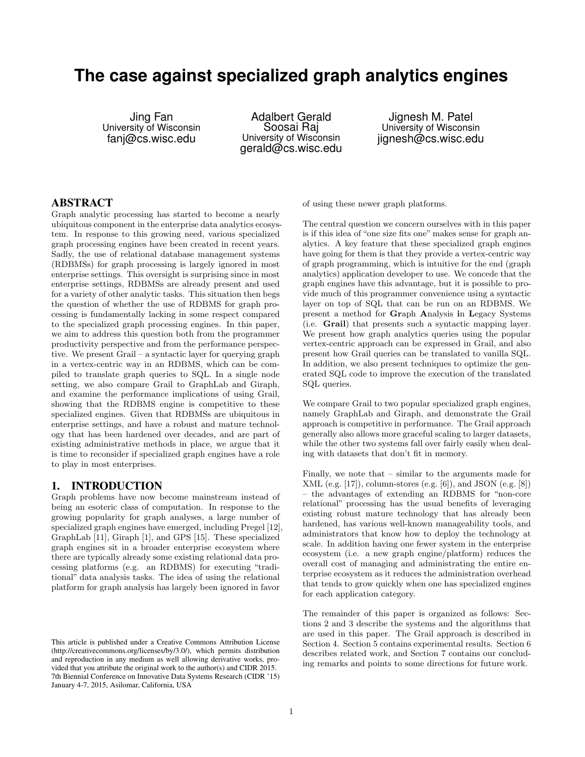# The case against specialized graph analytics engines

Jing Fan
University of Wisconsin
fanj@cs.wisc.edu

Adalbert Gerald Soosai Raj
University of Wisconsin
gerald@cs.wisc.edu

Jignesh M. Patel
University of Wisconsin
jignesh@cs.wisc.edu

## ABSTRACT

Graph analytic processing has started to become a nearly ubiquitous component in the enterprise data analytics ecosystem. In response to this growing need, various specialized graph processing engines have been created in recent years. Sadly, the use of relational database management systems (RDBMSs) for graph processing is largely ignored in most enterprise settings. This oversight is surprising since in most enterprise settings, RDBMSs are already present and used for a variety of other analytic tasks. This situation then begs the question of whether the use of RDBMS for graph processing is fundamentally lacking in some respect compared to the specialized graph processing engines. In this paper, we aim to address this question both from the programmer productivity perspective and from the performance perspective. We present Grail – a syntactic layer for querying graph in a vertex-centric way in an RDBMS, which can be compiled to translate graph queries to SQL. In a single node setting, we also compare Grail to GraphLab and Giraph, and examine the performance implications of using Grail, showing that the RDBMS engine is competitive to these specialized engines. Given that RDBMSs are ubiquitous in enterprise settings, and have a robust and mature technology that has been hardened over decades, and are part of existing administrative methods in place, we argue that it is time to reconsider if specialized graph engines have a role to play in most enterprises.

## 1. INTRODUCTION

Graph problems have now become mainstream instead of being an esoteric class of computation. In response to the growing popularity for graph analyses, a large number of specialized graph engines have emerged, including Pregel [12], GraphLab [11], Giraph [1], and GPS [15]. These specialized graph engines sit in a broader enterprise ecosystem where there are typically already some existing relational data processing platforms (e.g. an RDBMS) for executing "traditional" data analysis tasks. The idea of using the relational platform for graph analysis has largely been ignored in favor of using these newer graph platforms.

The central question we concern ourselves with in this paper is if this idea of "one size fits one" makes sense for graph analytics. A key feature that these specialized graph engines have going for them is that they provide a vertex-centric way of graph programming, which is intuitive for the end (graph analytics) application developer to use. We concede that the graph engines have this advantage, but it is possible to provide much of this programmer convenience using a syntactic layer on top of SQL that can be run on an RDBMS. We present a method for **Gr**aph **A**nalysis **i**n **L**egacy Systems (i.e. **Grail**) that presents such a syntactic mapping layer. We present how graph analytics queries using the popular vertex-centric approach can be expressed in Grail, and also present how Grail queries can be translated to vanilla SQL. In addition, we also present techniques to optimize the generated SQL code to improve the execution of the translated SQL queries.

We compare Grail to two popular specialized graph engines, namely GraphLab and Giraph, and demonstrate the Grail approach is competitive in performance. The Grail approach generally also allows more graceful scaling to larger datasets, while the other two systems fall over fairly easily when dealing with datasets that don't fit in memory.

Finally, we note that – similar to the arguments made for XML (e.g. [17]), column-stores (e.g. [6]), and JSON (e.g. [8]) – the advantages of extending an RDBMS for "non-core relational" processing has the usual benefits of leveraging existing robust mature technology that has already been hardened, has various well-known manageability tools, and administrators that know how to deploy the technology at scale. In addition having one fewer system in the enterprise ecosystem (i.e. a new graph engine/platform) reduces the overall cost of managing and administrating the entire enterprise ecosystem as it reduces the administration overhead that tends to grow quickly when one has specialized engines for each application category.

The remainder of this paper is organized as follows: Sections 2 and 3 describe the systems and the algorithms that are used in this paper. The Grail approach is described in Section 4. Section 5 contains experimental results. Section 6 describes related work, and Section 7 contains our concluding remarks and points to some directions for future work.

This article is published under a Creative Commons Attribution License (http://creativecommons.org/licenses/by/3.0/), which permits distribution and reproduction in any medium as well allowing derivative works, provided that you attribute the original work to the author(s) and CIDR 2015.
7th Biennial Conference on Innovative Data Systems Research (CIDR '15) January 4-7, 2015, Asilomar, California, USA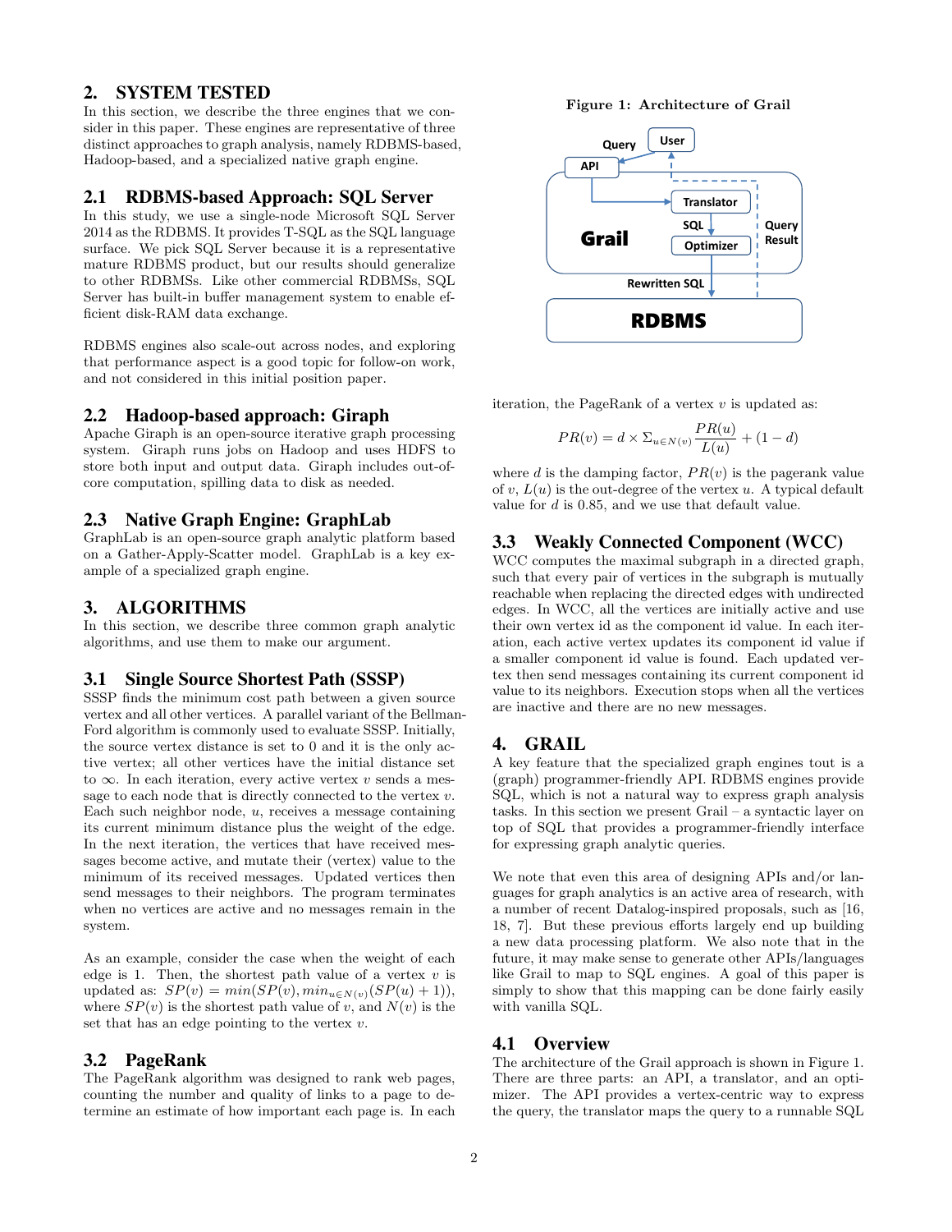## 2. SYSTEM TESTED

In this section, we describe the three engines that we consider in this paper. These engines are representative of three distinct approaches to graph analysis, namely RDBMS-based, Hadoop-based, and a specialized native graph engine.

### 2.1 RDBMS-based Approach: SQL Server

In this study, we use a single-node Microsoft SQL Server 2014 as the RDBMS. It provides T-SQL as the SQL language surface. We pick SQL Server because it is a representative mature RDBMS product, but our results should generalize to other RDBMSs. Like other commercial RDBMSs, SQL Server has built-in buffer management system to enable efficient disk-RAM data exchange.

RDBMS engines also scale-out across nodes, and exploring that performance aspect is a good topic for follow-on work, and not considered in this initial position paper.

### 2.2 Hadoop-based approach: Giraph

Apache Giraph is an open-source iterative graph processing system. Giraph runs jobs on Hadoop and uses HDFS to store both input and output data. Giraph includes out-of-core computation, spilling data to disk as needed.

### 2.3 Native Graph Engine: GraphLab

GraphLab is an open-source graph analytic platform based on a Gather-Apply-Scatter model. GraphLab is a key example of a specialized graph engine.

## 3. ALGORITHMS

In this section, we describe three common graph analytic algorithms, and use them to make our argument.

### 3.1 Single Source Shortest Path (SSSP)

SSSP finds the minimum cost path between a given source vertex and all other vertices. A parallel variant of the Bellman-Ford algorithm is commonly used to evaluate SSSP. Initially, the source vertex distance is set to 0 and it is the only active vertex; all other vertices have the initial distance set to $\infty$. In each iteration, every active vertex $v$ sends a message to each node that is directly connected to the vertex $v$. Each such neighbor node, $u$, receives a message containing its current minimum distance plus the weight of the edge. In the next iteration, the vertices that have received messages become active, and mutate their (vertex) value to the minimum of its received messages. Updated vertices then send messages to their neighbors. The program terminates when no vertices are active and no messages remain in the system.

As an example, consider the case when the weight of each edge is 1. Then, the shortest path value of a vertex $v$ is updated as: $SP(v) = min(SP(v), min_{u \in N(v)}(SP(u) + 1))$, where $SP(v)$ is the shortest path value of $v$, and $N(v)$ is the set that has an edge pointing to the vertex $v$.

### 3.2 PageRank

The PageRank algorithm was designed to rank web pages, counting the number and quality of links to a page to determine an estimate of how important each page is. In each iteration, the PageRank of a vertex $v$ is updated as:

$$PR(v) = d \times \Sigma_{u \in N(v)} \frac{PR(u)}{L(u)} + (1 - d)$$

where $d$ is the damping factor, $PR(v)$ is the pagerank value of $v$, $L(u)$ is the out-degree of the vertex $u$. A typical default value for $d$ is 0.85, and we use that default value.

### 3.3 Weakly Connected Component (WCC)

WCC computes the maximal subgraph in a directed graph, such that every pair of vertices in the subgraph is mutually reachable when replacing the directed edges with undirected edges. In WCC, all the vertices are initially active and use their own vertex id as the component id value. In each iteration, each active vertex updates its component id value if a smaller component id value is found. Each updated vertex then send messages containing its current component id value to its neighbors. Execution stops when all the vertices are inactive and there are no new messages.

## 4. GRAIL

A key feature that the specialized graph engines tout is a (graph) programmer-friendly API. RDBMS engines provide SQL, which is not a natural way to express graph analysis tasks. In this section we present Grail – a syntactic layer on top of SQL that provides a programmer-friendly interface for expressing graph analytic queries.

We note that even this area of designing APIs and/or languages for graph analytics is an active area of research, with a number of recent Datalog-inspired proposals, such as [16, 18, 7]. But these previous efforts largely end up building a new data processing platform. We also note that in the future, it may make sense to generate other APIs/languages like Grail to map to SQL engines. A goal of this paper is simply to show that this mapping can be done fairly easily with vanilla SQL.

**Figure 1: Architecture of Grail**

### 4.1 Overview

The architecture of the Grail approach is shown in Figure 1. There are three parts: an API, a translator, and an optimizer. The API provides a vertex-centric way to express the query, the translator maps the query to a runnable SQL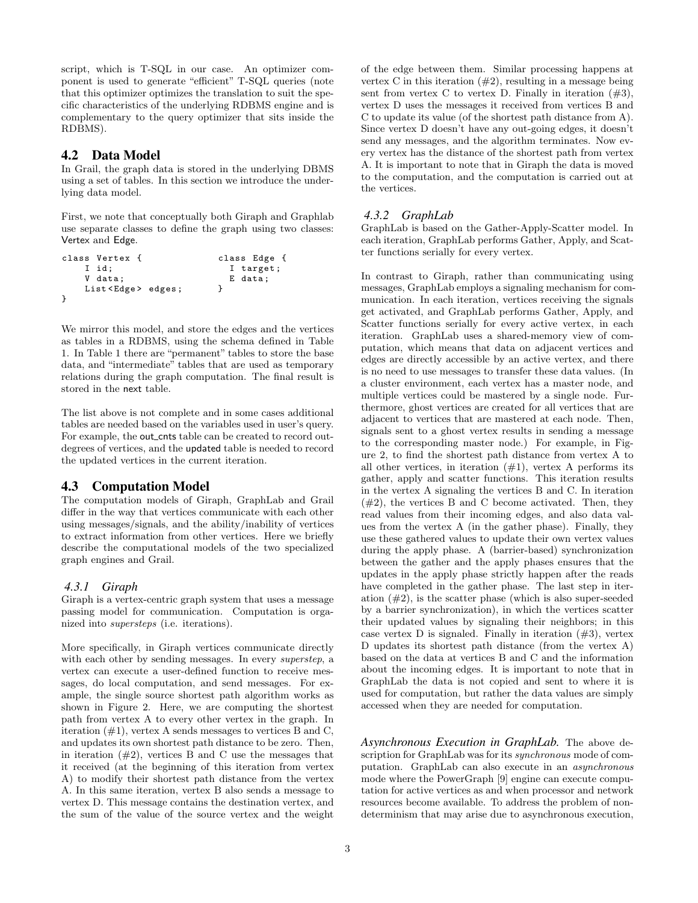script, which is T-SQL in our case. An optimizer component is used to generate "efficient" T-SQL queries (note that this optimizer optimizes the translation to suit the specific characteristics of the underlying RDBMS engine and is complementary to the query optimizer that sits inside the RDBMS).

## 4.2 Data Model

In Grail, the graph data is stored in the underlying DBMS using a set of tables. In this section we introduce the underlying data model.

First, we note that conceptually both Giraph and Graphlab use separate classes to define the graph using two classes: Vertex and Edge.

```
class Vertex {                class Edge {
    I id;                       I target;
    V data;                     E data;
    List<Edge> edges;         }
}
```

We mirror this model, and store the edges and the vertices as tables in a RDBMS, using the schema defined in Table 1. In Table 1 there are "permanent" tables to store the base data, and "intermediate" tables that are used as temporary relations during the graph computation. The final result is stored in the next table.

The list above is not complete and in some cases additional tables are needed based on the variables used in user's query. For example, the out_cnts table can be created to record out-degrees of vertices, and the updated table is needed to record the updated vertices in the current iteration.

## 4.3 Computation Model

The computation models of Giraph, GraphLab and Grail differ in the way that vertices communicate with each other using messages/signals, and the ability/inability of vertices to extract information from other vertices. Here we briefly describe the computational models of the two specialized graph engines and Grail.

### 4.3.1 Giraph

Giraph is a vertex-centric graph system that uses a message passing model for communication. Computation is organized into *supersteps* (i.e. iterations).

More specifically, in Giraph vertices communicate directly with each other by sending messages. In every *superstep*, a vertex can execute a user-defined function to receive messages, do local computation, and send messages. For example, the single source shortest path algorithm works as shown in Figure 2. Here, we are computing the shortest path from vertex A to every other vertex in the graph. In iteration (#1), vertex A sends messages to vertices B and C, and updates its own shortest path distance to be zero. Then, in iteration (#2), vertices B and C use the messages that it received (at the beginning of this iteration from vertex A) to modify their shortest path distance from the vertex A. In this same iteration, vertex B also sends a message to vertex D. This message contains the destination vertex, and the sum of the value of the source vertex and the weight of the edge between them. Similar processing happens at vertex C in this iteration (#2), resulting in a message being sent from vertex C to vertex D. Finally in iteration (#3), vertex D uses the messages it received from vertices B and C to update its value (of the shortest path distance from A). Since vertex D doesn't have any out-going edges, it doesn't send any messages, and the algorithm terminates. Now every vertex has the distance of the shortest path from vertex A. It is important to note that in Giraph the data is moved to the computation, and the computation is carried out at the vertices.

### 4.3.2 GraphLab

GraphLab is based on the Gather-Apply-Scatter model. In each iteration, GraphLab performs Gather, Apply, and Scatter functions serially for every vertex.

In contrast to Giraph, rather than communicating using messages, GraphLab employs a signaling mechanism for communication. In each iteration, vertices receiving the signals get activated, and GraphLab performs Gather, Apply, and Scatter functions serially for every active vertex, in each iteration. GraphLab uses a shared-memory view of computation, which means that data on adjacent vertices and edges are directly accessible by an active vertex, and there is no need to use messages to transfer these data values. (In a cluster environment, each vertex has a master node, and multiple vertices could be mastered by a single node. Furthermore, ghost vertices are created for all vertices that are adjacent to vertices that are mastered at each node. Then, signals sent to a ghost vertex results in sending a message to the corresponding master node.) For example, in Figure 2, to find the shortest path distance from vertex A to all other vertices, in iteration (#1), vertex A performs its gather, apply and scatter functions. This iteration results in the vertex A signaling the vertices B and C. In iteration (#2), the vertices B and C become activated. Then, they read values from their incoming edges, and also data values from the vertex A (in the gather phase). Finally, they use these gathered values to update their own vertex values during the apply phase. A (barrier-based) synchronization between the gather and the apply phases ensures that the updates in the apply phase strictly happen after the reads have completed in the gather phase. The last step in iteration (#2), is the scatter phase (which is also super-seeded by a barrier synchronization), in which the vertices scatter their updated values by signaling their neighbors; in this case vertex D is signaled. Finally in iteration (#3), vertex D updates its shortest path distance (from the vertex A) based on the data at vertices B and C and the information about the incoming edges. It is important to note that in GraphLab the data is not copied and sent to where it is used for computation, but rather the data values are simply accessed when they are needed for computation.

***Asynchronous Execution in GraphLab.*** The above description for GraphLab was for its *synchronous* mode of computation. GraphLab can also execute in an *asynchronous* mode where the PowerGraph [9] engine can execute computation for active vertices as and when processor and network resources become available. To address the problem of nondeterminism that may arise due to asynchronous execution,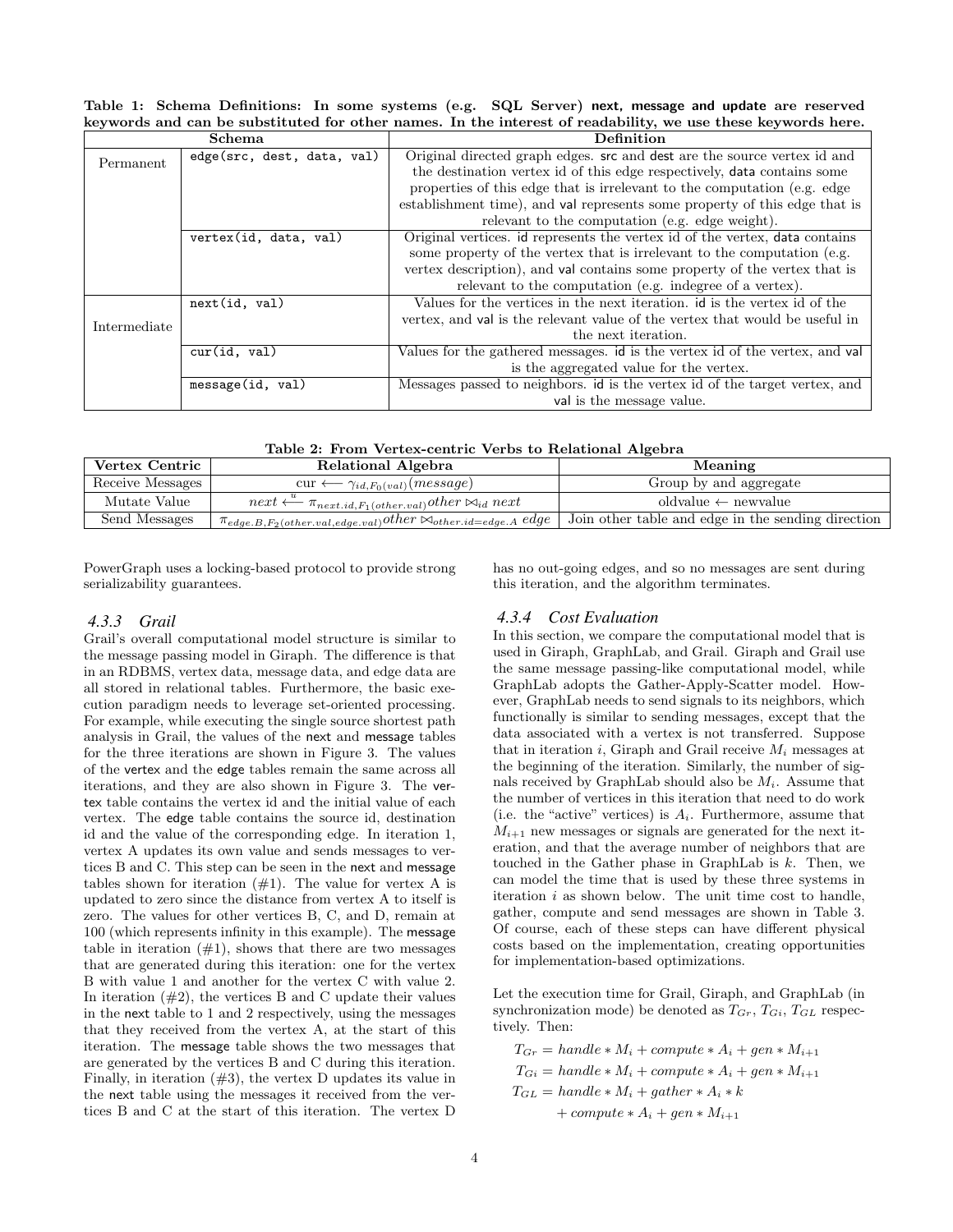**Table 1: Schema Definitions: In some systems (e.g. SQL Server) next, message and update are reserved keywords and can be substituted for other names. In the interest of readability, we use these keywords here.**

| Schema | | Definition |
|---|---|---|
| Permanent | `edge(src, dest, data, val)` | Original directed graph edges. src and dest are the source vertex id and the destination vertex id of this edge respectively, data contains some properties of this edge that is irrelevant to the computation (e.g. edge establishment time), and val represents some property of this edge that is relevant to the computation (e.g. edge weight). |
| | `vertex(id, data, val)` | Original vertices. id represents the vertex id of the vertex, data contains some property of the vertex that is irrelevant to the computation (e.g. vertex description), and val contains some property of the vertex that is relevant to the computation (e.g. indegree of a vertex). |
| Intermediate | `next(id, val)` | Values for the vertices in the next iteration. id is the vertex id of the vertex, and val is the relevant value of the vertex that would be useful in the next iteration. |
| | `cur(id, val)` | Values for the gathered messages. id is the vertex id of the vertex, and val is the aggregated value for the vertex. |
| | `message(id, val)` | Messages passed to neighbors. id is the vertex id of the target vertex, and val is the message value. |

**Table 2: From Vertex-centric Verbs to Relational Algebra**

| Vertex Centric | Relational Algebra | Meaning |
|---|---|---|
| Receive Messages | $\text{cur} \longleftarrow \gamma_{id,F_0(val)}(message)$ | Group by and aggregate |
| Mutate Value | $next \overset{u}{\longleftarrow} \pi_{next.id,F_1(other.val)} other \bowtie_{id} next$ | oldvalue ← newvalue |
| Send Messages | $\pi_{edge.B,F_2(other.val,edge.val)} other \bowtie_{other.id=edge.A} edge$ | Join other table and edge in the sending direction |

PowerGraph uses a locking-based protocol to provide strong serializability guarantees.

### 4.3.3 Grail

Grail's overall computational model structure is similar to the message passing model in Giraph. The difference is that in an RDBMS, vertex data, message data, and edge data are all stored in relational tables. Furthermore, the basic execution paradigm needs to leverage set-oriented processing. For example, while executing the single source shortest path analysis in Grail, the values of the next and message tables for the three iterations are shown in Figure 3. The values of the vertex and the edge tables remain the same across all iterations, and they are also shown in Figure 3. The vertex table contains the vertex id and the initial value of each vertex. The edge table contains the source id, destination id and the value of the corresponding edge. In iteration 1, vertex A updates its own value and sends messages to vertices B and C. This step can be seen in the next and message tables shown for iteration (#1). The value for vertex A is updated to zero since the distance from vertex A to itself is zero. The values for other vertices B, C, and D, remain at 100 (which represents infinity in this example). The message table in iteration (#1), shows that there are two messages that are generated during this iteration: one for the vertex B with value 1 and another for the vertex C with value 2. In iteration (#2), the vertices B and C update their values in the next table to 1 and 2 respectively, using the messages that they received from the vertex A, at the start of this iteration. The message table shows the two messages that are generated by the vertices B and C during this iteration. Finally, in iteration (#3), the vertex D updates its value in the next table using the messages it received from the vertices B and C at the start of this iteration. The vertex D has no out-going edges, and so no messages are sent during this iteration, and the algorithm terminates.

### 4.3.4 Cost Evaluation

In this section, we compare the computational model that is used in Giraph, GraphLab, and Grail. Giraph and Grail use the same message passing-like computational model, while GraphLab adopts the Gather-Apply-Scatter model. However, GraphLab needs to send signals to its neighbors, which functionally is similar to sending messages, except that the data associated with a vertex is not transferred. Suppose that in iteration $i$, Giraph and Grail receive $M_i$ messages at the beginning of the iteration. Similarly, the number of signals received by GraphLab should also be $M_i$. Assume that the number of vertices in this iteration that need to do work (i.e. the "active" vertices) is $A_i$. Furthermore, assume that $M_{i+1}$ new messages or signals are generated for the next iteration, and that the average number of neighbors that are touched in the Gather phase in GraphLab is $k$. Then, we can model the time that is used by these three systems in iteration $i$ as shown below. The unit time cost to handle, gather, compute and send messages are shown in Table 3. Of course, each of these steps can have different physical costs based on the implementation, creating opportunities for implementation-based optimizations.

Let the execution time for Grail, Giraph, and GraphLab (in synchronization mode) be denoted as $T_{Gr}$, $T_{Gi}$, $T_{GL}$ respectively. Then:

$$T_{Gr} = handle * M_i + compute * A_i + gen * M_{i+1}$$

$$T_{Gi} = handle * M_i + compute * A_i + gen * M_{i+1}$$

$$T_{GL} = handle * M_i + gather * A_i * k + compute * A_i + gen * M_{i+1}$$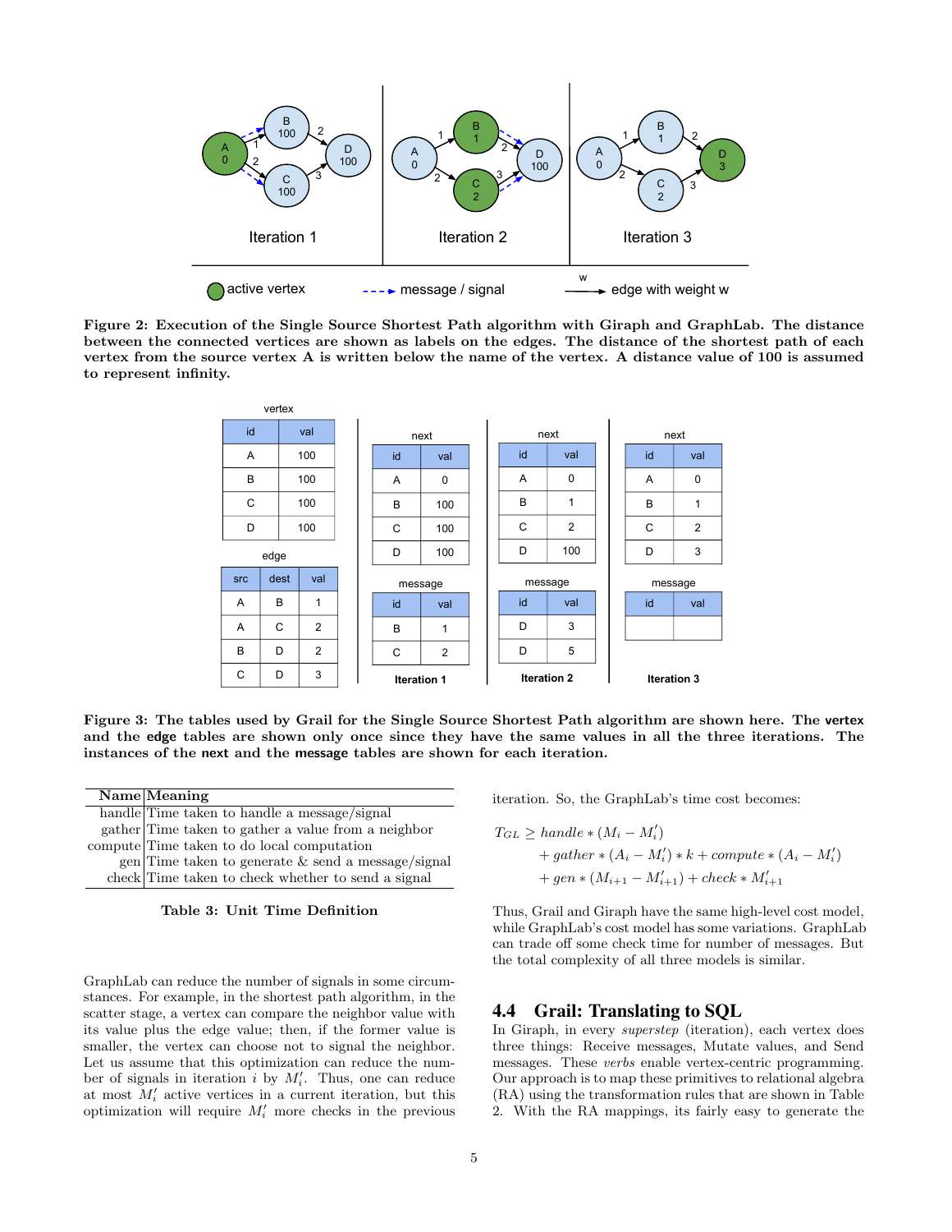Figure 2: Execution of the Single Source Shortest Path algorithm with Giraph and GraphLab. The distance between the connected vertices are shown as labels on the edges. The distance of the shortest path of each vertex from the source vertex A is written below the name of the vertex. A distance value of 100 is assumed to represent infinity.

Figure 3: The tables used by Grail for the Single Source Shortest Path algorithm are shown here. The vertex and the edge tables are shown only once since they have the same values in all the three iterations. The instances of the next and the message tables are shown for each iteration.

| Name | Meaning |
|---|---|
| handle | Time taken to handle a message/signal |
| gather | Time taken to gather a value from a neighbor |
| compute | Time taken to do local computation |
| gen | Time taken to generate & send a message/signal |
| check | Time taken to check whether to send a signal |

**Table 3: Unit Time Definition**

GraphLab can reduce the number of signals in some circumstances. For example, in the shortest path algorithm, in the scatter stage, a vertex can compare the neighbor value with its value plus the edge value; then, if the former value is smaller, the vertex can choose not to signal the neighbor. Let us assume that this optimization can reduce the number of signals in iteration $i$ by $M'_i$. Thus, one can reduce at most $M'_i$ active vertices in a current iteration, but this optimization will require $M'_i$ more checks in the previous iteration. So, the GraphLab's time cost becomes:

$$
\begin{aligned}
T_{GL} \geq\ & handle * (M_i - M'_i) \\
& + gather * (A_i - M'_i) * k + compute * (A_i - M'_i) \\
& + gen * (M_{i+1} - M'_{i+1}) + check * M'_{i+1}
\end{aligned}
$$

Thus, Grail and Giraph have the same high-level cost model, while GraphLab's cost model has some variations. GraphLab can trade off some check time for number of messages. But the total complexity of all three models is similar.

## 4.4 Grail: Translating to SQL

In Giraph, in every *superstep* (iteration), each vertex does three things: Receive messages, Mutate values, and Send messages. These *verbs* enable vertex-centric programming. Our approach is to map these primitives to relational algebra (RA) using the transformation rules that are shown in Table 2. With the RA mappings, its fairly easy to generate the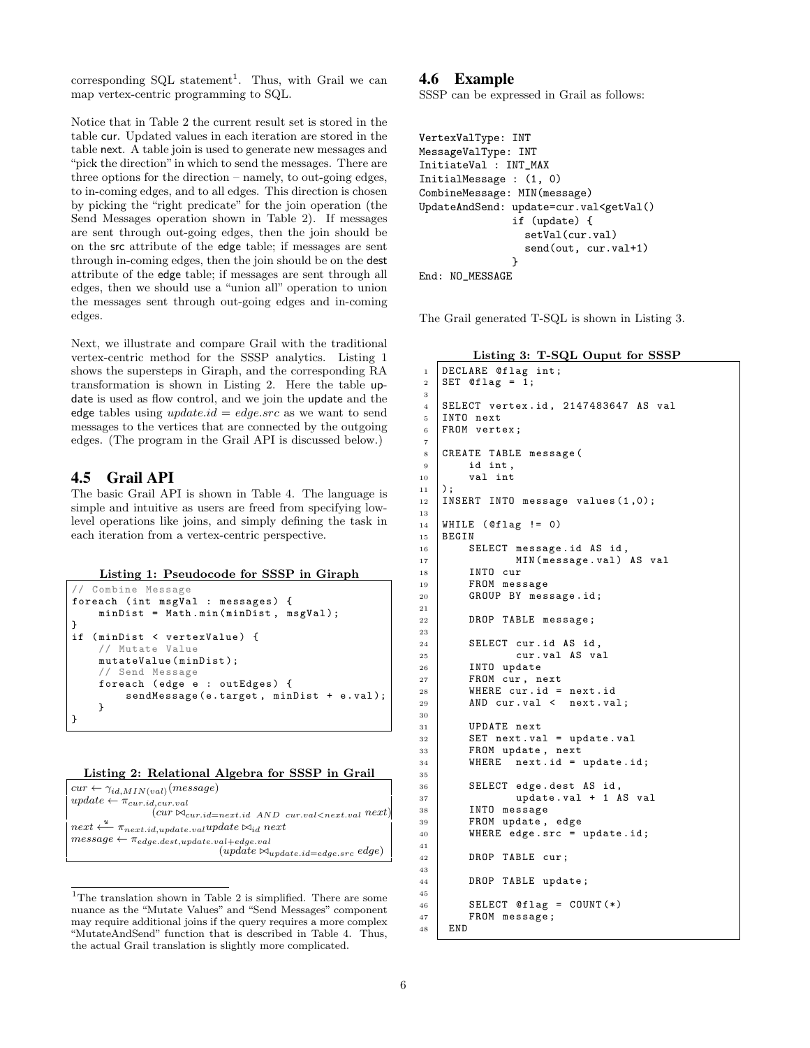corresponding SQL statement[1]. Thus, with Grail we can map vertex-centric programming to SQL.

Notice that in Table 2 the current result set is stored in the table cur. Updated values in each iteration are stored in the table next. A table join is used to generate new messages and "pick the direction" in which to send the messages. There are three options for the direction – namely, to out-going edges, to in-coming edges, and to all edges. This direction is chosen by picking the "right predicate" for the join operation (the Send Messages operation shown in Table 2). If messages are sent through out-going edges, then the join should be on the src attribute of the edge table; if messages are sent through in-coming edges, then the join should be on the dest attribute of the edge table; if messages are sent through all edges, then we should use a "union all" operation to union the messages sent through out-going edges and in-coming edges.

Next, we illustrate and compare Grail with the traditional vertex-centric method for the SSSP analytics. Listing 1 shows the supersteps in Giraph, and the corresponding RA transformation is shown in Listing 2. Here the table update is used as flow control, and we join the update and the edge tables using $update.id = edge.src$ as we want to send messages to the vertices that are connected by the outgoing edges. (The program in the Grail API is discussed below.)

## 4.5 Grail API

The basic Grail API is shown in Table 4. The language is simple and intuitive as users are freed from specifying low-level operations like joins, and simply defining the task in each iteration from a vertex-centric perspective.

**Listing 1: Pseudocode for SSSP in Giraph**

```
// Combine Message
foreach (int msgVal : messages) {
    minDist = Math.min(minDist, msgVal);
}
if (minDist < vertexValue) {
    // Mutate Value
    mutateValue(minDist);
    // Send Message
    foreach (edge e : outEdges) {
        sendMessage(e.target, minDist + e.val);
    }
}
```

**Listing 2: Relational Algebra for SSSP in Grail**

$$cur \leftarrow \gamma_{id, MIN(val)}(message)$$
$$update \leftarrow \pi_{cur.id, cur.val}(cur \bowtie_{cur.id=next.id\ AND\ cur.val<next.val} next)$$
$$next \xleftarrow{u} \pi_{next.id, update.val} update \bowtie_{id} next$$
$$message \leftarrow \pi_{edge.dest, update.val+edge.val}(update \bowtie_{update.id=edge.src} edge)$$

[1]The translation shown in Table 2 is simplified. There are some nuance as the "Mutate Values" and "Send Messages" component may require additional joins if the query requires a more complex "MutateAndSend" function that is described in Table 4. Thus, the actual Grail translation is slightly more complicated.

## 4.6 Example

SSSP can be expressed in Grail as follows:

```
VertexValType: INT
MessageValType: INT
InitiateVal : INT_MAX
InitialMessage : (1, 0)
CombineMessage: MIN(message)
UpdateAndSend: update=cur.val<getVal()
               if (update) {
                 setVal(cur.val)
                 send(out, cur.val+1)
               }
End: NO_MESSAGE
```

The Grail generated T-SQL is shown in Listing 3.

**Listing 3: T-SQL Ouput for SSSP**

```
DECLARE @flag int;
SET @flag = 1;

SELECT vertex.id, 2147483647 AS val
INTO next
FROM vertex;

CREATE TABLE message(
    id int,
    val int
);
INSERT INTO message values(1,0);

WHILE (@flag != 0)
BEGIN
    SELECT message.id AS id,
           MIN(message.val) AS val
    INTO cur
    FROM message
    GROUP BY message.id;

    DROP TABLE message;

    SELECT cur.id AS id,
           cur.val AS val
    INTO update
    FROM cur, next
    WHERE cur.id = next.id
    AND cur.val <  next.val;

    UPDATE next
    SET next.val = update.val
    FROM update, next
    WHERE  next.id = update.id;

    SELECT edge.dest AS id,
           update.val + 1 AS val
    INTO message
    FROM update, edge
    WHERE edge.src = update.id;

    DROP TABLE cur;

    DROP TABLE update;

    SELECT @flag = COUNT(*)
    FROM message;
 END
```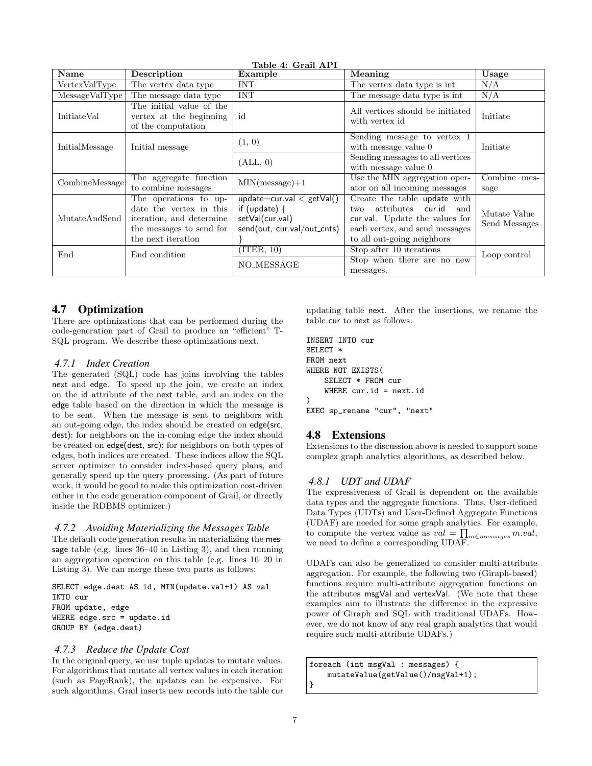**Table 4: Grail API**

| Name | Description | Example | Meaning | Usage |
|---|---|---|---|---|
| VertexValType | The vertex data type | INT | The vertex data type is int | N/A |
| MessageValType | The message data type | INT | The message data type is int | N/A |
| InitiateVal | The initial value of the vertex at the beginning of the computation | id | All vertices should be initiated with vertex id | Initiate |
| InitialMessage | Initial message | (1, 0) | Sending message to vertex 1 with message value 0 | Initiate |
| | | (ALL, 0) | Sending messages to all vertices with message value 0 | |
| CombineMessage | The aggregate function to combine messages | MIN(message)+1 | Use the MIN aggregation operator on all incoming messages | Combine message |
| MutateAndSend | The operations to update the vertex in this iteration, and determine the messages to send for the next iteration | update=cur.val < getVal() if (update) { setVal(cur.val) send(out, cur.val/out_cnts) } | Create the table update with two attributes cur.id and cur.val. Update the values for each vertex, and send messages to all out-going neighbors | Mutate Value Send Messages |
| End | End condition | (ITER, 10) | Stop after 10 iterations | Loop control |
| | | NO_MESSAGE | Stop when there are no new messages. | |

## 4.7 Optimization

There are optimizations that can be performed during the code-generation part of Grail to produce an "efficient" T-SQL program. We describe these optimizations next.

### 4.7.1 Index Creation

The generated (SQL) code has joins involving the tables next and edge. To speed up the join, we create an index on the id attribute of the next table, and an index on the edge table based on the direction in which the message is to be sent. When the message is sent to neighbors with an out-going edge, the index should be created on edge(src, dest); for neighbors on the in-coming edge the index should be created on edge(dest, src); for neighbors on both types of edges, both indices are created. These indices allow the SQL server optimizer to consider index-based query plans, and generally speed up the query processing. (As part of future work, it would be good to make this optimization cost-driven either in the code generation component of Grail, or directly inside the RDBMS optimizer.)

### 4.7.2 Avoiding Materializing the Messages Table

The default code generation results in materializing the message table (e.g. lines 36–40 in Listing 3), and then running an aggregation operation on this table (e.g. lines 16–20 in Listing 3). We can merge these two parts as follows:

```
SELECT edge.dest AS id, MIN(update.val+1) AS val
INTO cur
FROM update, edge
WHERE edge.src = update.id
GROUP BY (edge.dest)
```

### 4.7.3 Reduce the Update Cost

In the original query, we use tuple updates to mutate values. For algorithms that mutate all vertex values in each iteration (such as PageRank), the updates can be expensive. For such algorithms, Grail inserts new records into the table cur updating table next. After the insertions, we rename the table cur to next as follows:

```
INSERT INTO cur
SELECT *
FROM next
WHERE NOT EXISTS(
    SELECT * FROM cur
    WHERE cur.id = next.id
)
EXEC sp_rename "cur", "next"
```

## 4.8 Extensions

Extensions to the discussion above is needed to support some complex graph analytics algorithms, as described below.

### 4.8.1 UDT and UDAF

The expressiveness of Grail is dependent on the available data types and the aggregate functions. Thus, User-defined Data Types (UDTs) and User-Defined Aggregate Functions (UDAF) are needed for some graph analytics. For example, to compute the vertex value as $val = \prod_{m \in messages} m.val$, we need to define a corresponding UDAF.

UDAFs can also be generalized to consider multi-attribute aggregation. For example, the following two (Giraph-based) functions require multi-attribute aggregation functions on the attributes msgVal and vertexVal. (We note that these examples aim to illustrate the difference in the expressive power of Giraph and SQL with traditional UDAFs. However, we do not know of any real graph analytics that would require such multi-attribute UDAFs.)

```
foreach (int msgVal : messages) {
    mutateValue(getValue()/msgVal+1);
}
```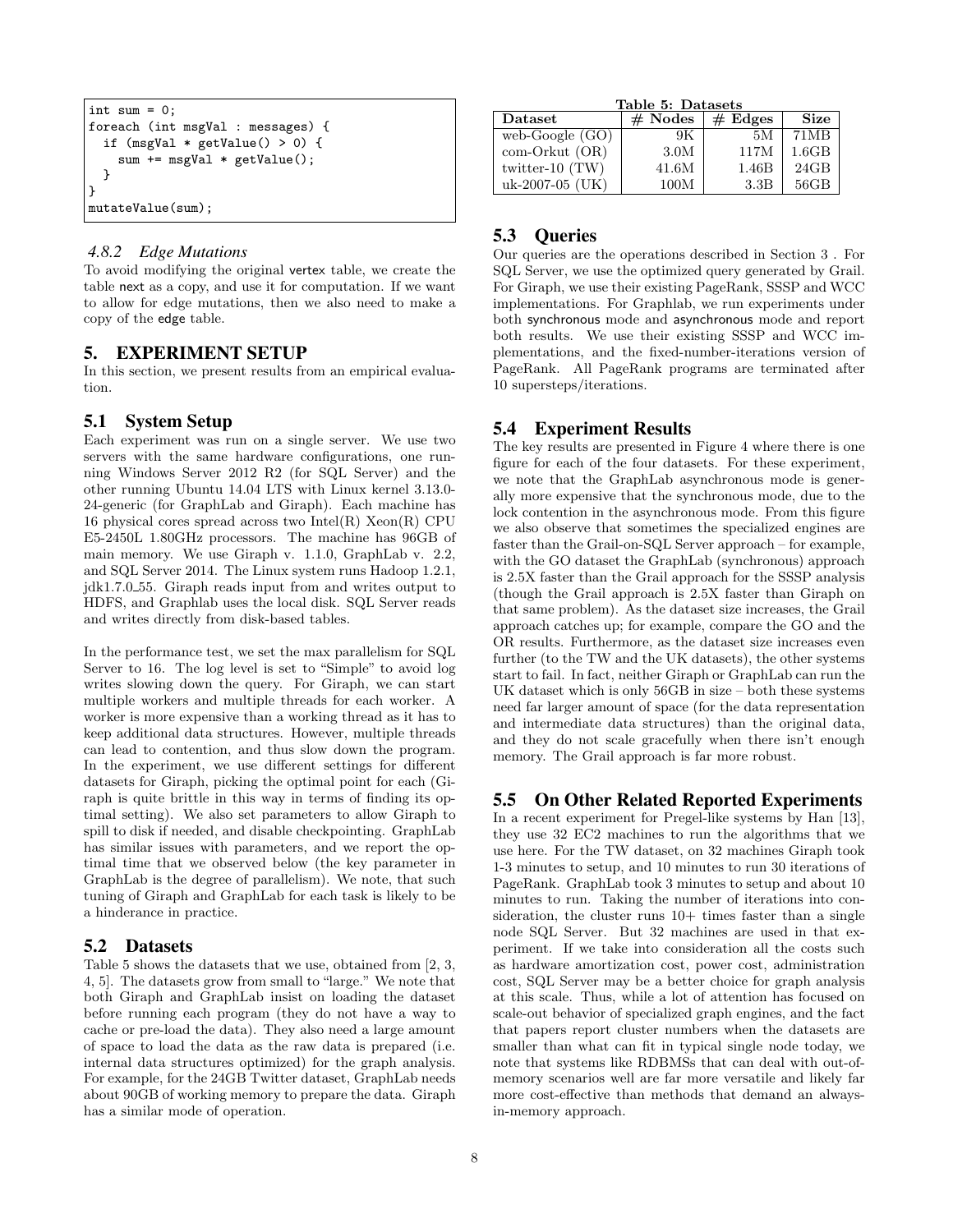```
int sum = 0;
foreach (int msgVal : messages) {
  if (msgVal * getValue() > 0) {
    sum += msgVal * getValue();
  }
}
mutateValue(sum);
```

#### 4.8.2 Edge Mutations

To avoid modifying the original vertex table, we create the table next as a copy, and use it for computation. If we want to allow for edge mutations, then we also need to make a copy of the edge table.

## 5. EXPERIMENT SETUP

In this section, we present results from an empirical evaluation.

### 5.1 System Setup

Each experiment was run on a single server. We use two servers with the same hardware configurations, one running Windows Server 2012 R2 (for SQL Server) and the other running Ubuntu 14.04 LTS with Linux kernel 3.13.0-24-generic (for GraphLab and Giraph). Each machine has 16 physical cores spread across two Intel(R) Xeon(R) CPU E5-2450L 1.80GHz processors. The machine has 96GB of main memory. We use Giraph v. 1.1.0, GraphLab v. 2.2, and SQL Server 2014. The Linux system runs Hadoop 1.2.1, jdk1.7.0_55. Giraph reads input from and writes output to HDFS, and Graphlab uses the local disk. SQL Server reads and writes directly from disk-based tables.

In the performance test, we set the max parallelism for SQL Server to 16. The log level is set to "Simple" to avoid log writes slowing down the query. For Giraph, we can start multiple workers and multiple threads for each worker. A worker is more expensive than a working thread as it has to keep additional data structures. However, multiple threads can lead to contention, and thus slow down the program. In the experiment, we use different settings for different datasets for Giraph, picking the optimal point for each (Giraph is quite brittle in this way in terms of finding its optimal setting). We also set parameters to allow Giraph to spill to disk if needed, and disable checkpointing. GraphLab has similar issues with parameters, and we report the optimal time that we observed below (the key parameter in GraphLab is the degree of parallelism). We note, that such tuning of Giraph and GraphLab for each task is likely to be a hinderance in practice.

### 5.2 Datasets

Table 5 shows the datasets that we use, obtained from [2, 3, 4, 5]. The datasets grow from small to "large." We note that both Giraph and GraphLab insist on loading the dataset before running each program (they do not have a way to cache or pre-load the data). They also need a large amount of space to load the data as the raw data is prepared (i.e. internal data structures optimized) for the graph analysis. For example, for the 24GB Twitter dataset, GraphLab needs about 90GB of working memory to prepare the data. Giraph has a similar mode of operation.

**Table 5: Datasets**

| Dataset | # Nodes | # Edges | Size |
|---|---|---|---|
| web-Google (GO) | 9K | 5M | 71MB |
| com-Orkut (OR) | 3.0M | 117M | 1.6GB |
| twitter-10 (TW) | 41.6M | 1.46B | 24GB |
| uk-2007-05 (UK) | 100M | 3.3B | 56GB |

### 5.3 Queries

Our queries are the operations described in Section 3 . For SQL Server, we use the optimized query generated by Grail. For Giraph, we use their existing PageRank, SSSP and WCC implementations. For Graphlab, we run experiments under both synchronous mode and asynchronous mode and report both results. We use their existing SSSP and WCC implementations, and the fixed-number-iterations version of PageRank. All PageRank programs are terminated after 10 supersteps/iterations.

### 5.4 Experiment Results

The key results are presented in Figure 4 where there is one figure for each of the four datasets. For these experiment, we note that the GraphLab asynchronous mode is generally more expensive that the synchronous mode, due to the lock contention in the asynchronous mode. From this figure we also observe that sometimes the specialized engines are faster than the Grail-on-SQL Server approach – for example, with the GO dataset the GraphLab (synchronous) approach is 2.5X faster than the Grail approach for the SSSP analysis (though the Grail approach is 2.5X faster than Giraph on that same problem). As the dataset size increases, the Grail approach catches up; for example, compare the GO and the OR results. Furthermore, as the dataset size increases even further (to the TW and the UK datasets), the other systems start to fail. In fact, neither Giraph or GraphLab can run the UK dataset which is only 56GB in size – both these systems need far larger amount of space (for the data representation and intermediate data structures) than the original data, and they do not scale gracefully when there isn't enough memory. The Grail approach is far more robust.

### 5.5 On Other Related Reported Experiments

In a recent experiment for Pregel-like systems by Han [13], they use 32 EC2 machines to run the algorithms that we use here. For the TW dataset, on 32 machines Giraph took 1-3 minutes to setup, and 10 minutes to run 30 iterations of PageRank. GraphLab took 3 minutes to setup and about 10 minutes to run. Taking the number of iterations into consideration, the cluster runs 10+ times faster than a single node SQL Server. But 32 machines are used in that experiment. If we take into consideration all the costs such as hardware amortization cost, power cost, administration cost, SQL Server may be a better choice for graph analysis at this scale. Thus, while a lot of attention has focused on scale-out behavior of specialized graph engines, and the fact that papers report cluster numbers when the datasets are smaller than what can fit in typical single node today, we note that systems like RDBMSs that can deal with out-of-memory scenarios well are far more versatile and likely far more cost-effective than methods that demand an always-in-memory approach.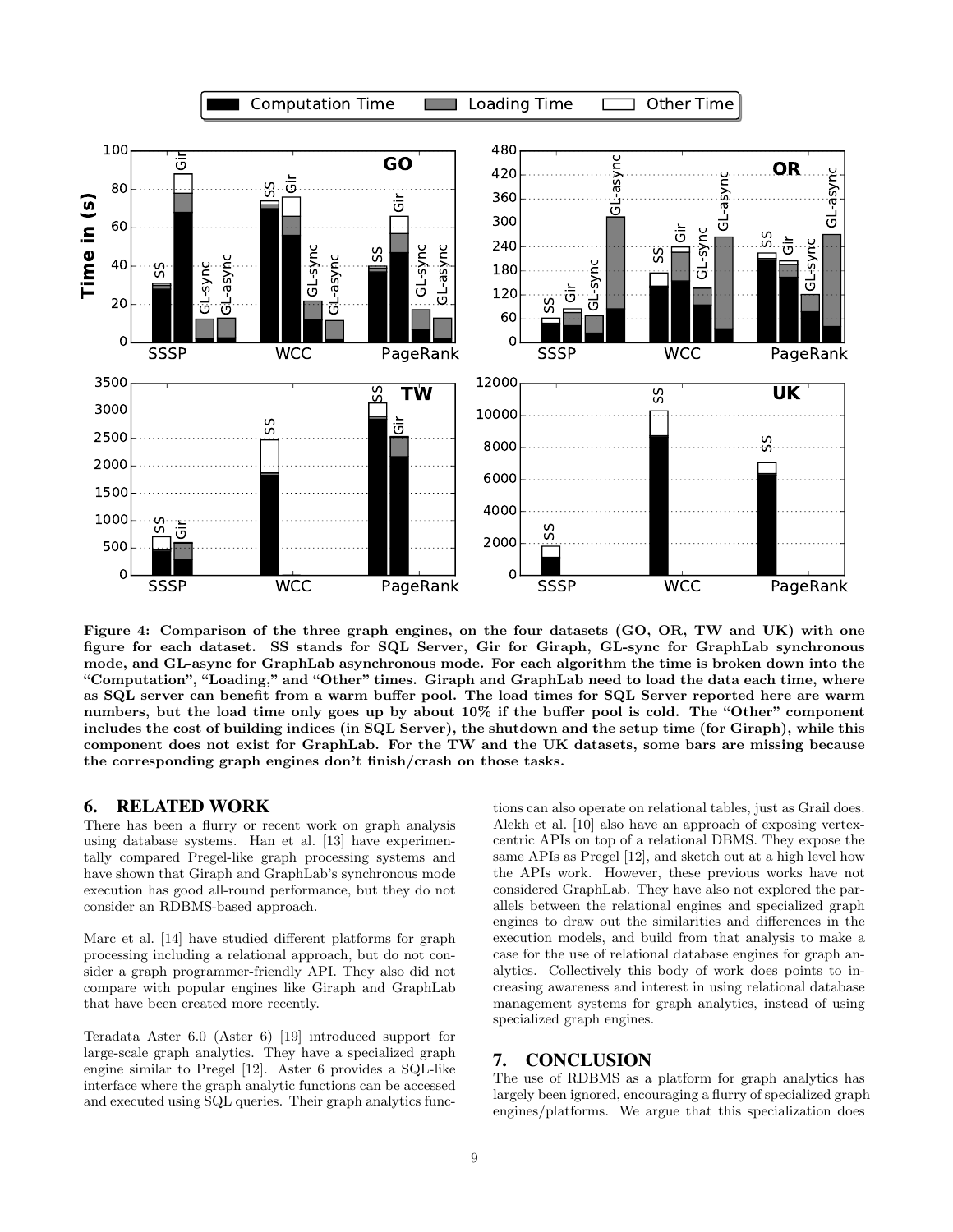Figure 4: Comparison of the three graph engines, on the four datasets (GO, OR, TW and UK) with one figure for each dataset. SS stands for SQL Server, Gir for Giraph, GL-sync for GraphLab synchronous mode, and GL-async for GraphLab asynchronous mode. For each algorithm the time is broken down into the "Computation", "Loading," and "Other" times. Giraph and GraphLab need to load the data each time, where as SQL server can benefit from a warm buffer pool. The load times for SQL Server reported here are warm numbers, but the load time only goes up by about 10% if the buffer pool is cold. The "Other" component includes the cost of building indices (in SQL Server), the shutdown and the setup time (for Giraph), while this component does not exist for GraphLab. For the TW and the UK datasets, some bars are missing because the corresponding graph engines don't finish/crash on those tasks.

## 6. RELATED WORK

There has been a flurry or recent work on graph analysis using database systems. Han et al. [13] have experimentally compared Pregel-like graph processing systems and have shown that Giraph and GraphLab's synchronous mode execution has good all-round performance, but they do not consider an RDBMS-based approach.

Marc et al. [14] have studied different platforms for graph processing including a relational approach, but do not consider a graph programmer-friendly API. They also did not compare with popular engines like Giraph and GraphLab that have been created more recently.

Teradata Aster 6.0 (Aster 6) [19] introduced support for large-scale graph analytics. They have a specialized graph engine similar to Pregel [12]. Aster 6 provides a SQL-like interface where the graph analytic functions can be accessed and executed using SQL queries. Their graph analytics functions can also operate on relational tables, just as Grail does. Alekh et al. [10] also have an approach of exposing vertex-centric APIs on top of a relational DBMS. They expose the same APIs as Pregel [12], and sketch out at a high level how the APIs work. However, these previous works have not considered GraphLab. They have also not explored the parallels between the relational engines and specialized graph engines to draw out the similarities and differences in the execution models, and build from that analysis to make a case for the use of relational database engines for graph analytics. Collectively this body of work does points to increasing awareness and interest in using relational database management systems for graph analytics, instead of using specialized graph engines.

## 7. CONCLUSION

The use of RDBMS as a platform for graph analytics has largely been ignored, encouraging a flurry of specialized graph engines/platforms. We argue that this specialization does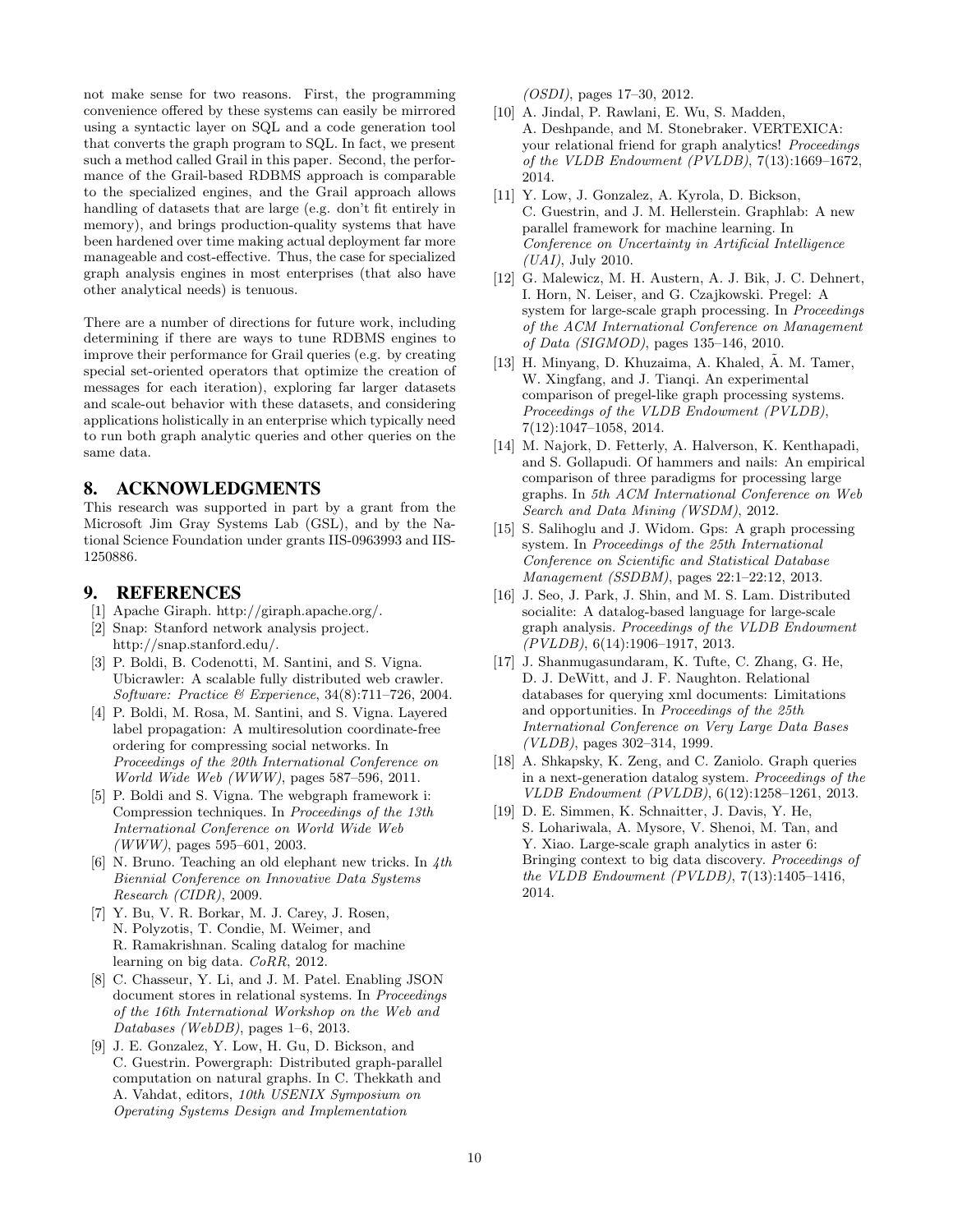not make sense for two reasons. First, the programming convenience offered by these systems can easily be mirrored using a syntactic layer on SQL and a code generation tool that converts the graph program to SQL. In fact, we present such a method called Grail in this paper. Second, the performance of the Grail-based RDBMS approach is comparable to the specialized engines, and the Grail approach allows handling of datasets that are large (e.g. don't fit entirely in memory), and brings production-quality systems that have been hardened over time making actual deployment far more manageable and cost-effective. Thus, the case for specialized graph analysis engines in most enterprises (that also have other analytical needs) is tenuous.

There are a number of directions for future work, including determining if there are ways to tune RDBMS engines to improve their performance for Grail queries (e.g. by creating special set-oriented operators that optimize the creation of messages for each iteration), exploring far larger datasets and scale-out behavior with these datasets, and considering applications holistically in an enterprise which typically need to run both graph analytic queries and other queries on the same data.

## 8. ACKNOWLEDGMENTS

This research was supported in part by a grant from the Microsoft Jim Gray Systems Lab (GSL), and by the National Science Foundation under grants IIS-0963993 and IIS-1250886.

## 9. REFERENCES

[1] Apache Giraph. http://giraph.apache.org/.

[2] Snap: Stanford network analysis project. http://snap.stanford.edu/.

[3] P. Boldi, B. Codenotti, M. Santini, and S. Vigna. Ubicrawler: A scalable fully distributed web crawler. *Software: Practice & Experience*, 34(8):711–726, 2004.

[4] P. Boldi, M. Rosa, M. Santini, and S. Vigna. Layered label propagation: A multiresolution coordinate-free ordering for compressing social networks. In *Proceedings of the 20th International Conference on World Wide Web (WWW)*, pages 587–596, 2011.

[5] P. Boldi and S. Vigna. The webgraph framework i: Compression techniques. In *Proceedings of the 13th International Conference on World Wide Web (WWW)*, pages 595–601, 2003.

[6] N. Bruno. Teaching an old elephant new tricks. In *4th Biennial Conference on Innovative Data Systems Research (CIDR)*, 2009.

[7] Y. Bu, V. R. Borkar, M. J. Carey, J. Rosen, N. Polyzotis, T. Condie, M. Weimer, and R. Ramakrishnan. Scaling datalog for machine learning on big data. *CoRR*, 2012.

[8] C. Chasseur, Y. Li, and J. M. Patel. Enabling JSON document stores in relational systems. In *Proceedings of the 16th International Workshop on the Web and Databases (WebDB)*, pages 1–6, 2013.

[9] J. E. Gonzalez, Y. Low, H. Gu, D. Bickson, and C. Guestrin. Powergraph: Distributed graph-parallel computation on natural graphs. In C. Thekkath and A. Vahdat, editors, *10th USENIX Symposium on Operating Systems Design and Implementation (OSDI)*, pages 17–30, 2012.

[10] A. Jindal, P. Rawlani, E. Wu, S. Madden, A. Deshpande, and M. Stonebraker. VERTEXICA: your relational friend for graph analytics! *Proceedings of the VLDB Endowment (PVLDB)*, 7(13):1669–1672, 2014.

[11] Y. Low, J. Gonzalez, A. Kyrola, D. Bickson, C. Guestrin, and J. M. Hellerstein. Graphlab: A new parallel framework for machine learning. In *Conference on Uncertainty in Artificial Intelligence (UAI)*, July 2010.

[12] G. Malewicz, M. H. Austern, A. J. Bik, J. C. Dehnert, I. Horn, N. Leiser, and G. Czajkowski. Pregel: A system for large-scale graph processing. In *Proceedings of the ACM International Conference on Management of Data (SIGMOD)*, pages 135–146, 2010.

[13] H. Minyang, D. Khuzaima, A. Khaled, Ã. M. Tamer, W. Xingfang, and J. Tianqi. An experimental comparison of pregel-like graph processing systems. *Proceedings of the VLDB Endowment (PVLDB)*, 7(12):1047–1058, 2014.

[14] M. Najork, D. Fetterly, A. Halverson, K. Kenthapadi, and S. Gollapudi. Of hammers and nails: An empirical comparison of three paradigms for processing large graphs. In *5th ACM International Conference on Web Search and Data Mining (WSDM)*, 2012.

[15] S. Salihoglu and J. Widom. Gps: A graph processing system. In *Proceedings of the 25th International Conference on Scientific and Statistical Database Management (SSDBM)*, pages 22:1–22:12, 2013.

[16] J. Seo, J. Park, J. Shin, and M. S. Lam. Distributed socialite: A datalog-based language for large-scale graph analysis. *Proceedings of the VLDB Endowment (PVLDB)*, 6(14):1906–1917, 2013.

[17] J. Shanmugasundaram, K. Tufte, C. Zhang, G. He, D. J. DeWitt, and J. F. Naughton. Relational databases for querying xml documents: Limitations and opportunities. In *Proceedings of the 25th International Conference on Very Large Data Bases (VLDB)*, pages 302–314, 1999.

[18] A. Shkapsky, K. Zeng, and C. Zaniolo. Graph queries in a next-generation datalog system. *Proceedings of the VLDB Endowment (PVLDB)*, 6(12):1258–1261, 2013.

[19] D. E. Simmen, K. Schnaitter, J. Davis, Y. He, S. Lohariwala, A. Mysore, V. Shenoi, M. Tan, and Y. Xiao. Large-scale graph analytics in aster 6: Bringing context to big data discovery. *Proceedings of the VLDB Endowment (PVLDB)*, 7(13):1405–1416, 2014.